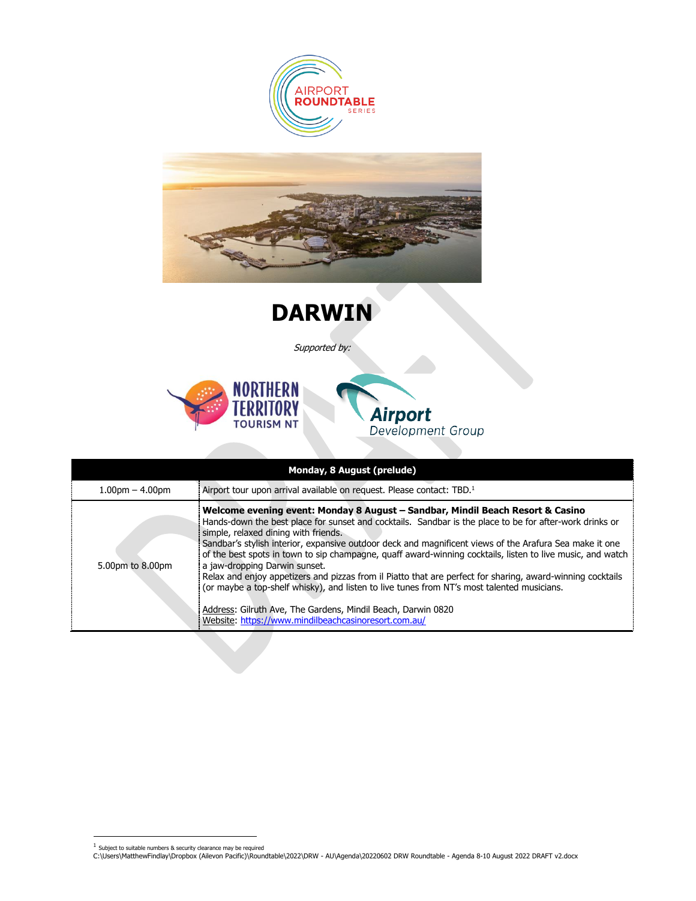# DARWIN

*Supported by:*

| Monday, 8 August (prelude) | |
|---|---|
| 1.00pm – 4.00pm | Airport tour upon arrival available on request. Please contact: TBD.[1] |
| 5.00pm to 8.00pm | **Welcome evening event: Monday 8 August – Sandbar, Mindil Beach Resort & Casino**<br>Hands-down the best place for sunset and cocktails. Sandbar is the place to be for after-work drinks or simple, relaxed dining with friends.<br>Sandbar's stylish interior, expansive outdoor deck and magnificent views of the Arafura Sea make it one of the best spots in town to sip champagne, quaff award-winning cocktails, listen to live music, and watch a jaw-dropping Darwin sunset.<br>Relax and enjoy appetizers and pizzas from il Piatto that are perfect for sharing, award-winning cocktails (or maybe a top-shelf whisky), and listen to live tunes from NT's most talented musicians.<br><br>Address: Gilruth Ave, The Gardens, Mindil Beach, Darwin 0820<br>Website: https://www.mindilbeachcasinoresort.com.au/ |

[1] Subject to suitable numbers & security clearance may be required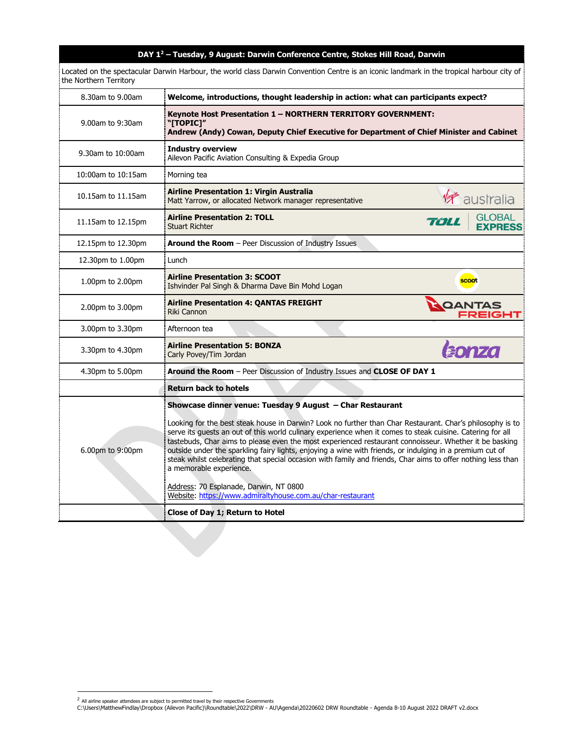| DAY 1[2] – Tuesday, 9 August: Darwin Conference Centre, Stokes Hill Road, Darwin | |
|---|---|
| Located on the spectacular Darwin Harbour, the world class Darwin Convention Centre is an iconic landmark in the tropical harbour city of the Northern Territory | |
| 8.30am to 9.00am | **Welcome, introductions, thought leadership in action: what can participants expect?** |
| 9.00am to 9:30am | **Keynote Host Presentation 1 – NORTHERN TERRITORY GOVERNMENT: "[TOPIC]"** **Andrew (Andy) Cowan, Deputy Chief Executive for Department of Chief Minister and Cabinet** |
| 9.30am to 10:00am | **Industry overview** Ailevon Pacific Aviation Consulting & Expedia Group |
| 10:00am to 10:15am | Morning tea |
| 10.15am to 11.15am | **Airline Presentation 1: Virgin Australia** Matt Yarrow, or allocated Network manager representative |
| 11.15am to 12.15pm | **Airline Presentation 2: TOLL** Stuart Richter |
| 12.15pm to 12.30pm | **Around the Room** – Peer Discussion of Industry Issues |
| 12.30pm to 1.00pm | Lunch |
| 1.00pm to 2.00pm | **Airline Presentation 3: SCOOT** Ishvinder Pal Singh & Dharma Dave Bin Mohd Logan |
| 2.00pm to 3.00pm | **Airline Presentation 4: QANTAS FREIGHT** Riki Cannon |
| 3.00pm to 3.30pm | Afternoon tea |
| 3.30pm to 4.30pm | **Airline Presentation 5: BONZA** Carly Povey/Tim Jordan |
| 4.30pm to 5.00pm | **Around the Room** – Peer Discussion of Industry Issues and **CLOSE OF DAY 1** |
| | **Return back to hotels** |
| 6.00pm to 9:00pm | **Showcase dinner venue: Tuesday 9 August – Char Restaurant**<br><br>Looking for the best steak house in Darwin? Look no further than Char Restaurant. Char's philosophy is to serve its guests an out of this world culinary experience when it comes to steak cuisine. Catering for all tastebuds, Char aims to please even the most experienced restaurant connoisseur. Whether it be basking outside under the sparkling fairy lights, enjoying a wine with friends, or indulging in a premium cut of steak whilst celebrating that special occasion with family and friends, Char aims to offer nothing less than a memorable experience.<br><br>Address: 70 Esplanade, Darwin, NT 0800<br>Website: https://www.admiraltyhouse.com.au/char-restaurant |
| | **Close of Day 1; Return to Hotel** |

[2] All airline speaker attendees are subject to permitted travel by their respective Governments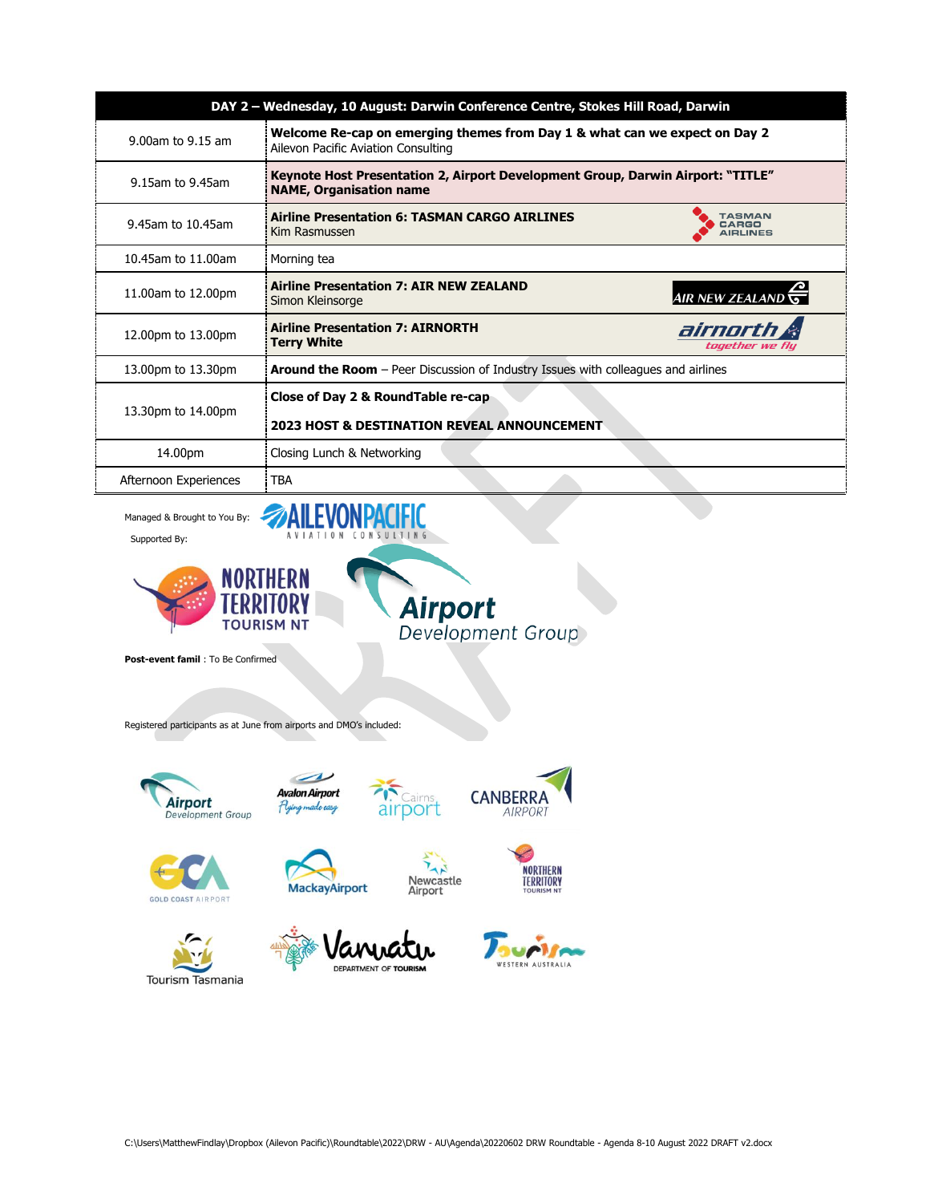| DAY 2 – Wednesday, 10 August: Darwin Conference Centre, Stokes Hill Road, Darwin | |
|---|---|
| 9.00am to 9.15 am | **Welcome Re-cap on emerging themes from Day 1 & what can we expect on Day 2**<br>Ailevon Pacific Aviation Consulting |
| 9.15am to 9.45am | **Keynote Host Presentation 2, Airport Development Group, Darwin Airport: "TITLE" NAME, Organisation name** |
| 9.45am to 10.45am | **Airline Presentation 6: TASMAN CARGO AIRLINES**<br>Kim Rasmussen |
| 10.45am to 11.00am | Morning tea |
| 11.00am to 12.00pm | **Airline Presentation 7: AIR NEW ZEALAND**<br>Simon Kleinsorge |
| 12.00pm to 13.00pm | **Airline Presentation 7: AIRNORTH**<br>**Terry White** |
| 13.00pm to 13.30pm | **Around the Room** – Peer Discussion of Industry Issues with colleagues and airlines |
| 13.30pm to 14.00pm | **Close of Day 2 & RoundTable re-cap**<br><br>**2023 HOST & DESTINATION REVEAL ANNOUNCEMENT** |
| 14.00pm | Closing Lunch & Networking |
| Afternoon Experiences | TBA |

Managed & Brought to You By: AILEVONPACIFIC AVIATION CONSULTING

Supported By:

NORTHERN TERRITORY TOURISM NT

Airport Development Group

**Post-event famil** : To Be Confirmed

Registered participants as at June from airports and DMO's included:

Airport Development Group

Avalon Airport

Cairns airport

CANBERRA AIRPORT

GOLD COAST AIRPORT

MackayAirport

Newcastle Airport

NORTHERN TERRITORY TOURISM NT

Tourism Tasmania

Vanuatu DEPARTMENT OF TOURISM

Tourism WESTERN AUSTRALIA